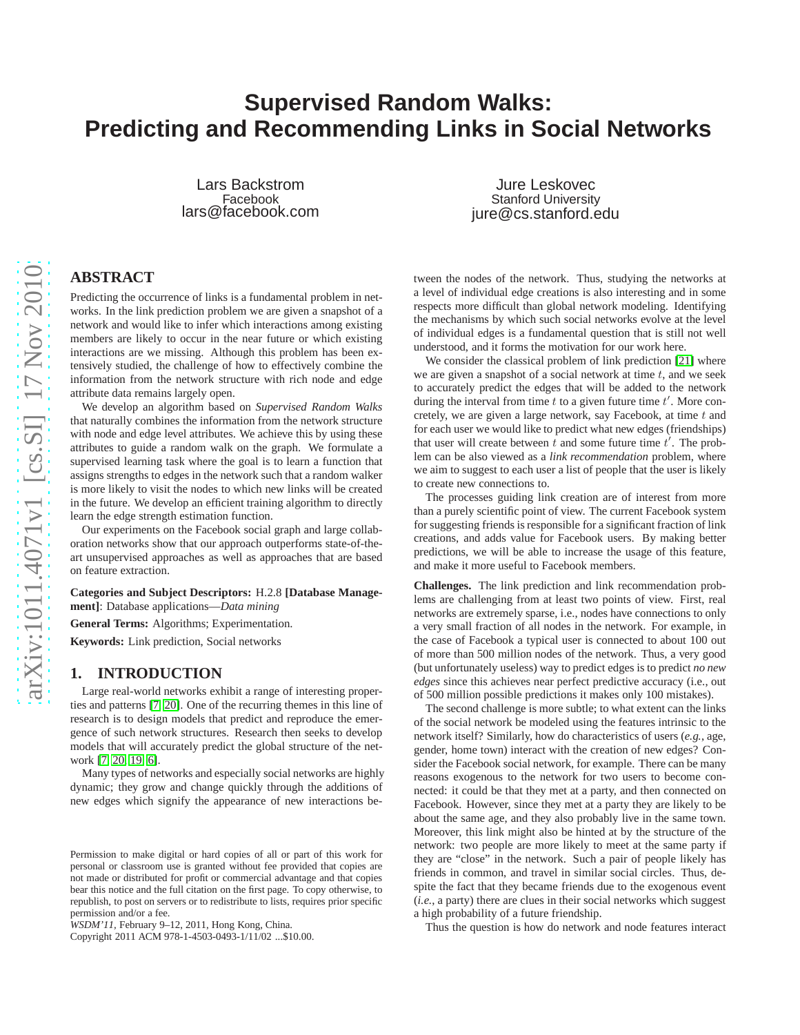# Supervised Random Walks: Predicting and Recommending Links in Social Networks

Lars Backstrom
Facebook
lars@facebook.com

Jure Leskovec
Stanford University
jure@cs.stanford.edu

## ABSTRACT

Predicting the occurrence of links is a fundamental problem in networks. In the link prediction problem we are given a snapshot of a network and would like to infer which interactions among existing members are likely to occur in the near future or which existing interactions are we missing. Although this problem has been extensively studied, the challenge of how to effectively combine the information from the network structure with rich node and edge attribute data remains largely open.

We develop an algorithm based on *Supervised Random Walks* that naturally combines the information from the network structure with node and edge level attributes. We achieve this by using these attributes to guide a random walk on the graph. We formulate a supervised learning task where the goal is to learn a function that assigns strengths to edges in the network such that a random walker is more likely to visit the nodes to which new links will be created in the future. We develop an efficient training algorithm to directly learn the edge strength estimation function.

Our experiments on the Facebook social graph and large collaboration networks show that our approach outperforms state-of-the-art unsupervised approaches as well as approaches that are based on feature extraction.

**Categories and Subject Descriptors:** H.2.8 **[Database Management]**: Database applications—*Data mining*

**General Terms:** Algorithms; Experimentation.

**Keywords:** Link prediction, Social networks

## 1. INTRODUCTION

Large real-world networks exhibit a range of interesting properties and patterns [7, 20]. One of the recurring themes in this line of research is to design models that predict and reproduce the emergence of such network structures. Research then seeks to develop models that will accurately predict the global structure of the network [7, 20, 19, 6].

Many types of networks and especially social networks are highly dynamic; they grow and change quickly through the additions of new edges which signify the appearance of new interactions between the nodes of the network. Thus, studying the networks at a level of individual edge creations is also interesting and in some respects more difficult than global network modeling. Identifying the mechanisms by which such social networks evolve at the level of individual edges is a fundamental question that is still not well understood, and it forms the motivation for our work here.

We consider the classical problem of link prediction [21] where we are given a snapshot of a social network at time $t$, and we seek to accurately predict the edges that will be added to the network during the interval from time $t$ to a given future time $t'$. More concretely, we are given a large network, say Facebook, at time $t$ and for each user we would like to predict what new edges (friendships) that user will create between $t$ and some future time $t'$. The problem can be also viewed as a *link recommendation* problem, where we aim to suggest to each user a list of people that the user is likely to create new connections to.

The processes guiding link creation are of interest from more than a purely scientific point of view. The current Facebook system for suggesting friends is responsible for a significant fraction of link creations, and adds value for Facebook users. By making better predictions, we will be able to increase the usage of this feature, and make it more useful to Facebook members.

**Challenges.** The link prediction and link recommendation problems are challenging from at least two points of view. First, real networks are extremely sparse, i.e., nodes have connections to only a very small fraction of all nodes in the network. For example, in the case of Facebook a typical user is connected to about 100 out of more than 500 million nodes of the network. Thus, a very good (but unfortunately useless) way to predict edges is to predict *no new edges* since this achieves near perfect predictive accuracy (i.e., out of 500 million possible predictions it makes only 100 mistakes).

The second challenge is more subtle; to what extent can the links of the social network be modeled using the features intrinsic to the network itself? Similarly, how do characteristics of users (*e.g.*, age, gender, home town) interact with the creation of new edges? Consider the Facebook social network, for example. There can be many reasons exogenous to the network for two users to become connected: it could be that they met at a party, and then connected on Facebook. However, since they met at a party they are likely to be about the same age, and they also probably live in the same town. Moreover, this link might also be hinted at by the structure of the network: two people are more likely to meet at the same party if they are "close" in the network. Such a pair of people likely has friends in common, and travel in similar social circles. Thus, despite the fact that they became friends due to the exogenous event (*i.e.*, a party) there are clues in their social networks which suggest a high probability of a future friendship.

Thus the question is how do network and node features interact

Permission to make digital or hard copies of all or part of this work for personal or classroom use is granted without fee provided that copies are not made or distributed for profit or commercial advantage and that copies bear this notice and the full citation on the first page. To copy otherwise, to republish, to post on servers or to redistribute to lists, requires prior specific permission and/or a fee.
*WSDM'11*, February 9–12, 2011, Hong Kong, China.
Copyright 2011 ACM 978-1-4503-0493-1/11/02 ...$10.00.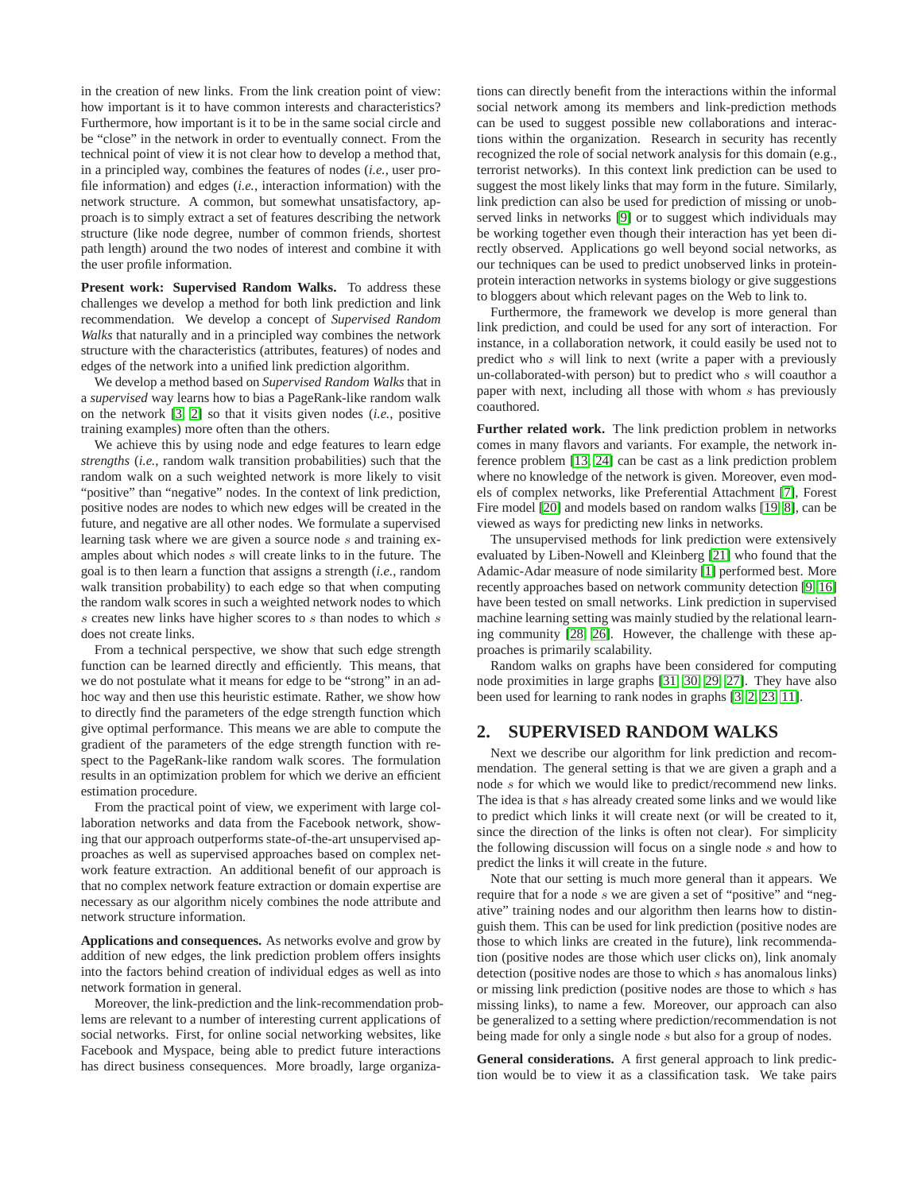in the creation of new links. From the link creation point of view: how important is it to have common interests and characteristics? Furthermore, how important is it to be in the same social circle and be "close" in the network in order to eventually connect. From the technical point of view it is not clear how to develop a method that, in a principled way, combines the features of nodes (*i.e.*, user profile information) and edges (*i.e.*, interaction information) with the network structure. A common, but somewhat unsatisfactory, approach is to simply extract a set of features describing the network structure (like node degree, number of common friends, shortest path length) around the two nodes of interest and combine it with the user profile information.

**Present work: Supervised Random Walks.** To address these challenges we develop a method for both link prediction and link recommendation. We develop a concept of *Supervised Random Walks* that naturally and in a principled way combines the network structure with the characteristics (attributes, features) of nodes and edges of the network into a unified link prediction algorithm.

We develop a method based on *Supervised Random Walks* that in a *supervised* way learns how to bias a PageRank-like random walk on the network [3, 2] so that it visits given nodes (*i.e.*, positive training examples) more often than the others.

We achieve this by using node and edge features to learn edge *strengths* (*i.e.*, random walk transition probabilities) such that the random walk on a such weighted network is more likely to visit "positive" than "negative" nodes. In the context of link prediction, positive nodes are nodes to which new edges will be created in the future, and negative are all other nodes. We formulate a supervised learning task where we are given a source node $s$ and training examples about which nodes $s$ will create links to in the future. The goal is to then learn a function that assigns a strength (*i.e.*, random walk transition probability) to each edge so that when computing the random walk scores in such a weighted network nodes to which $s$ creates new links have higher scores to $s$ than nodes to which $s$ does not create links.

From a technical perspective, we show that such edge strength function can be learned directly and efficiently. This means, that we do not postulate what it means for edge to be "strong" in an ad-hoc way and then use this heuristic estimate. Rather, we show how to directly find the parameters of the edge strength function which give optimal performance. This means we are able to compute the gradient of the parameters of the edge strength function with respect to the PageRank-like random walk scores. The formulation results in an optimization problem for which we derive an efficient estimation procedure.

From the practical point of view, we experiment with large collaboration networks and data from the Facebook network, showing that our approach outperforms state-of-the-art unsupervised approaches as well as supervised approaches based on complex network feature extraction. An additional benefit of our approach is that no complex network feature extraction or domain expertise are necessary as our algorithm nicely combines the node attribute and network structure information.

**Applications and consequences.** As networks evolve and grow by addition of new edges, the link prediction problem offers insights into the factors behind creation of individual edges as well as into network formation in general.

Moreover, the link-prediction and the link-recommendation problems are relevant to a number of interesting current applications of social networks. First, for online social networking websites, like Facebook and Myspace, being able to predict future interactions has direct business consequences. More broadly, large organizations can directly benefit from the interactions within the informal social network among its members and link-prediction methods can be used to suggest possible new collaborations and interactions within the organization. Research in security has recently recognized the role of social network analysis for this domain (e.g., terrorist networks). In this context link prediction can be used to suggest the most likely links that may form in the future. Similarly, link prediction can also be used for prediction of missing or unobserved links in networks [9] or to suggest which individuals may be working together even though their interaction has yet been directly observed. Applications go well beyond social networks, as our techniques can be used to predict unobserved links in protein-protein interaction networks in systems biology or give suggestions to bloggers about which relevant pages on the Web to link to.

Furthermore, the framework we develop is more general than link prediction, and could be used for any sort of interaction. For instance, in a collaboration network, it could easily be used not to predict who $s$ will link to next (write a paper with a previously un-collaborated-with person) but to predict who $s$ will coauthor a paper with next, including all those with whom $s$ has previously coauthored.

**Further related work.** The link prediction problem in networks comes in many flavors and variants. For example, the network inference problem [13, 24] can be cast as a link prediction problem where no knowledge of the network is given. Moreover, even models of complex networks, like Preferential Attachment [7], Forest Fire model [20] and models based on random walks [19, 8], can be viewed as ways for predicting new links in networks.

The unsupervised methods for link prediction were extensively evaluated by Liben-Nowell and Kleinberg [21] who found that the Adamic-Adar measure of node similarity [1] performed best. More recently approaches based on network community detection [9, 16] have been tested on small networks. Link prediction in supervised machine learning setting was mainly studied by the relational learning community [28, 26]. However, the challenge with these approaches is primarily scalability.

Random walks on graphs have been considered for computing node proximities in large graphs [31, 30, 29, 27]. They have also been used for learning to rank nodes in graphs [3, 2, 23, 11].

## 2. SUPERVISED RANDOM WALKS

Next we describe our algorithm for link prediction and recommendation. The general setting is that we are given a graph and a node $s$ for which we would like to predict/recommend new links. The idea is that $s$ has already created some links and we would like to predict which links it will create next (or will be created to it, since the direction of the links is often not clear). For simplicity the following discussion will focus on a single node $s$ and how to predict the links it will create in the future.

Note that our setting is much more general than it appears. We require that for a node $s$ we are given a set of "positive" and "negative" training nodes and our algorithm then learns how to distinguish them. This can be used for link prediction (positive nodes are those to which links are created in the future), link recommendation (positive nodes are those which user clicks on), link anomaly detection (positive nodes are those to which $s$ has anomalous links) or missing link prediction (positive nodes are those to which $s$ has missing links), to name a few. Moreover, our approach can also be generalized to a setting where prediction/recommendation is not being made for only a single node $s$ but also for a group of nodes.

**General considerations.** A first general approach to link prediction would be to view it as a classification task. We take pairs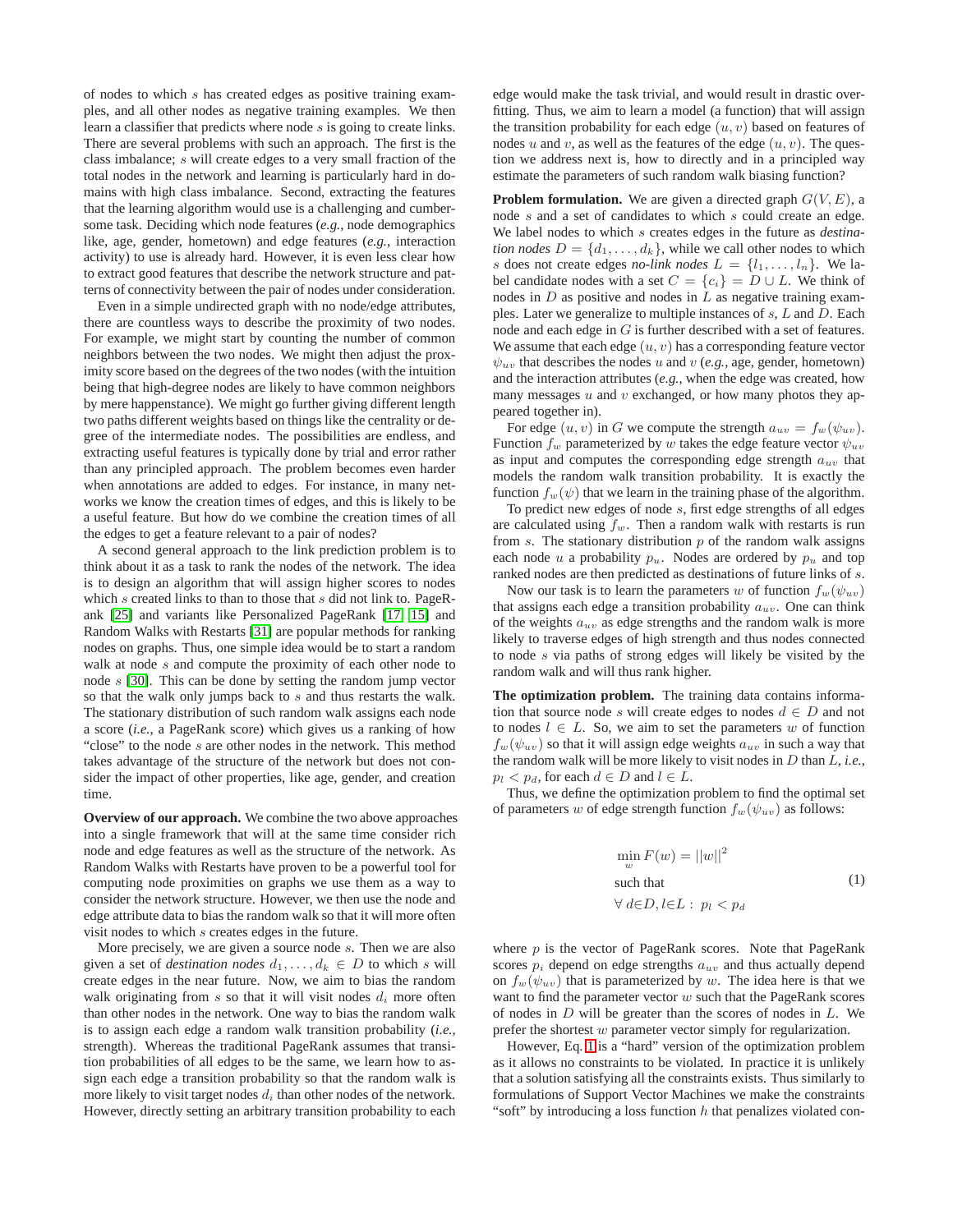of nodes to which $s$ has created edges as positive training examples, and all other nodes as negative training examples. We then learn a classifier that predicts where node $s$ is going to create links. There are several problems with such an approach. The first is the class imbalance; $s$ will create edges to a very small fraction of the total nodes in the network and learning is particularly hard in domains with high class imbalance. Second, extracting the features that the learning algorithm would use is a challenging and cumbersome task. Deciding which node features (*e.g.*, node demographics like, age, gender, hometown) and edge features (*e.g.*, interaction activity) to use is already hard. However, it is even less clear how to extract good features that describe the network structure and patterns of connectivity between the pair of nodes under consideration.

Even in a simple undirected graph with no node/edge attributes, there are countless ways to describe the proximity of two nodes. For example, we might start by counting the number of common neighbors between the two nodes. We might then adjust the proximity score based on the degrees of the two nodes (with the intuition being that high-degree nodes are likely to have common neighbors by mere happenstance). We might go further giving different length two paths different weights based on things like the centrality or degree of the intermediate nodes. The possibilities are endless, and extracting useful features is typically done by trial and error rather than any principled approach. The problem becomes even harder when annotations are added to edges. For instance, in many networks we know the creation times of edges, and this is likely to be a useful feature. But how do we combine the creation times of all the edges to get a feature relevant to a pair of nodes?

A second general approach to the link prediction problem is to think about it as a task to rank the nodes of the network. The idea is to design an algorithm that will assign higher scores to nodes which $s$ created links to than to those that $s$ did not link to. PageRank [25] and variants like Personalized PageRank [17, 15] and Random Walks with Restarts [31] are popular methods for ranking nodes on graphs. Thus, one simple idea would be to start a random walk at node $s$ and compute the proximity of each other node to node $s$ [30]. This can be done by setting the random jump vector so that the walk only jumps back to $s$ and thus restarts the walk. The stationary distribution of such random walk assigns each node a score (*i.e.*, a PageRank score) which gives us a ranking of how "close" to the node $s$ are other nodes in the network. This method takes advantage of the structure of the network but does not consider the impact of other properties, like age, gender, and creation time.

**Overview of our approach.** We combine the two above approaches into a single framework that will at the same time consider rich node and edge features as well as the structure of the network. As Random Walks with Restarts have proven to be a powerful tool for computing node proximities on graphs we use them as a way to consider the network structure. However, we then use the node and edge attribute data to bias the random walk so that it will more often visit nodes to which $s$ creates edges in the future.

More precisely, we are given a source node $s$. Then we are also given a set of *destination nodes* $d_1, \ldots, d_k \in D$ to which $s$ will create edges in the near future. Now, we aim to bias the random walk originating from $s$ so that it will visit nodes $d_i$ more often than other nodes in the network. One way to bias the random walk is to assign each edge a random walk transition probability (*i.e.*, strength). Whereas the traditional PageRank assumes that transition probabilities of all edges to be the same, we learn how to assign each edge a transition probability so that the random walk is more likely to visit target nodes $d_i$ than other nodes of the network. However, directly setting an arbitrary transition probability to each edge would make the task trivial, and would result in drastic overfitting. Thus, we aim to learn a model (a function) that will assign the transition probability for each edge $(u, v)$ based on features of nodes $u$ and $v$, as well as the features of the edge $(u, v)$. The question we address next is, how to directly and in a principled way estimate the parameters of such random walk biasing function?

**Problem formulation.** We are given a directed graph $G(V, E)$, a node $s$ and a set of candidates to which $s$ could create an edge. We label nodes to which $s$ creates edges in the future as *destination nodes* $D = \{d_1, \ldots, d_k\}$, while we call other nodes to which $s$ does not create edges *no-link nodes* $L = \{l_1, \ldots, l_n\}$. We label candidate nodes with a set $C = \{c_i\} = D \cup L$. We think of nodes in $D$ as positive and nodes in $L$ as negative training examples. Later we generalize to multiple instances of $s$, $L$ and $D$. Each node and each edge in $G$ is further described with a set of features. We assume that each edge $(u, v)$ has a corresponding feature vector $\psi_{uv}$ that describes the nodes $u$ and $v$ (*e.g.*, age, gender, hometown) and the interaction attributes (*e.g.*, when the edge was created, how many messages $u$ and $v$ exchanged, or how many photos they appeared together in).

For edge $(u, v)$ in $G$ we compute the strength $a_{uv} = f_w(\psi_{uv})$. Function $f_w$ parameterized by $w$ takes the edge feature vector $\psi_{uv}$ as input and computes the corresponding edge strength $a_{uv}$ that models the random walk transition probability. It is exactly the function $f_w(\psi)$ that we learn in the training phase of the algorithm.

To predict new edges of node $s$, first edge strengths of all edges are calculated using $f_w$. Then a random walk with restarts is run from $s$. The stationary distribution $p$ of the random walk assigns each node $u$ a probability $p_u$. Nodes are ordered by $p_u$ and top ranked nodes are then predicted as destinations of future links of $s$.

Now our task is to learn the parameters $w$ of function $f_w(\psi_{uv})$ that assigns each edge a transition probability $a_{uv}$. One can think of the weights $a_{uv}$ as edge strengths and the random walk is more likely to traverse edges of high strength and thus nodes connected to node $s$ via paths of strong edges will likely be visited by the random walk and will thus rank higher.

**The optimization problem.** The training data contains information that source node $s$ will create edges to nodes $d \in D$ and not to nodes $l \in L$. So, we aim to set the parameters $w$ of function $f_w(\psi_{uv})$ so that it will assign edge weights $a_{uv}$ in such a way that the random walk will be more likely to visit nodes in $D$ than $L$, *i.e.*, $p_l < p_d$, for each $d \in D$ and $l \in L$.

Thus, we define the optimization problem to find the optimal set of parameters $w$ of edge strength function $f_w(\psi_{uv})$ as follows:

$$
\begin{aligned}
&\min_w F(w) = ||w||^2 \\
&\text{such that} \\
&\forall\, d{\in}D, l{\in}L:\ p_l < p_d
\end{aligned}
\tag{1}
$$

where $p$ is the vector of PageRank scores. Note that PageRank scores $p_i$ depend on edge strengths $a_{uv}$ and thus actually depend on $f_w(\psi_{uv})$ that is parameterized by $w$. The idea here is that we want to find the parameter vector $w$ such that the PageRank scores of nodes in $D$ will be greater than the scores of nodes in $L$. We prefer the shortest $w$ parameter vector simply for regularization.

However, Eq. 1 is a "hard" version of the optimization problem as it allows no constraints to be violated. In practice it is unlikely that a solution satisfying all the constraints exists. Thus similarly to formulations of Support Vector Machines we make the constraints "soft" by introducing a loss function $h$ that penalizes violated con-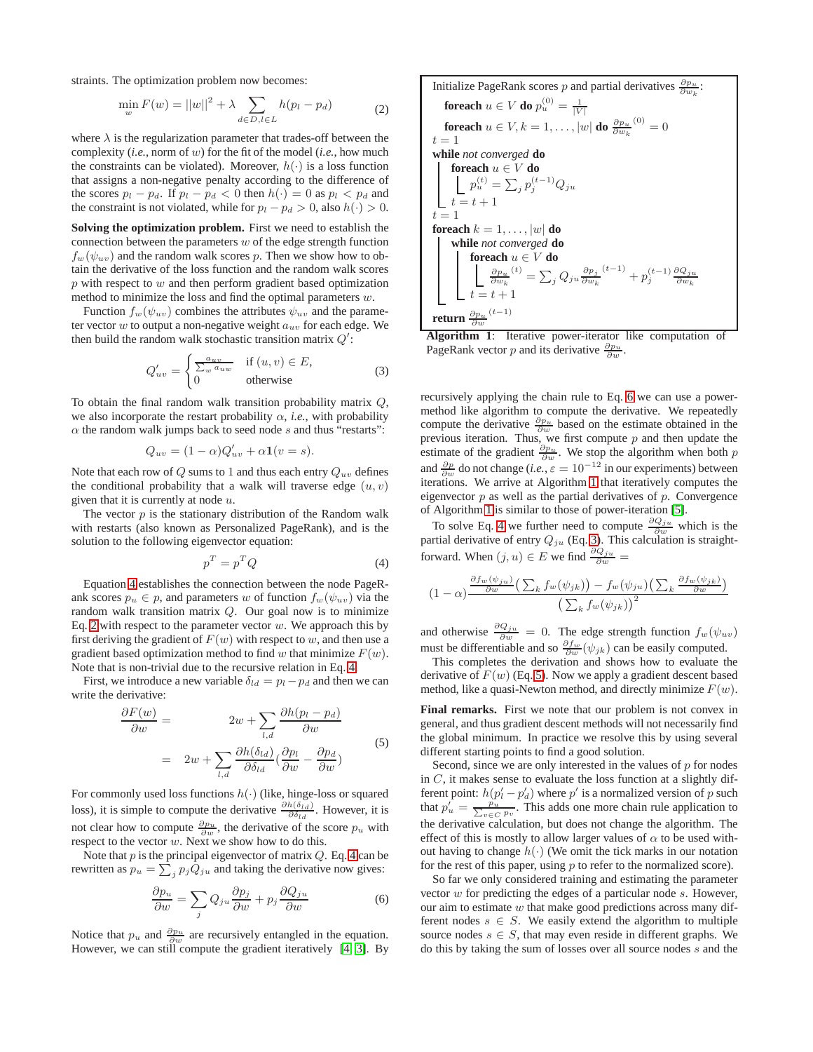straints. The optimization problem now becomes:

$$\min_w F(w) = ||w||^2 + \lambda \sum_{d\in D, l\in L} h(p_l - p_d) \tag{2}$$

where $\lambda$ is the regularization parameter that trades-off between the complexity (*i.e.*, norm of $w$) for the fit of the model (*i.e.*, how much the constraints can be violated). Moreover, $h(\cdot)$ is a loss function that assigns a non-negative penalty according to the difference of the scores $p_l - p_d$. If $p_l - p_d < 0$ then $h(\cdot) = 0$ as $p_l < p_d$ and the constraint is not violated, while for $p_l - p_d > 0$, also $h(\cdot) > 0$.

**Solving the optimization problem.** First we need to establish the connection between the parameters $w$ of the edge strength function $f_w(\psi_{uv})$ and the random walk scores $p$. Then we show how to obtain the derivative of the loss function and the random walk scores $p$ with respect to $w$ and then perform gradient based optimization method to minimize the loss and find the optimal parameters $w$.

Function $f_w(\psi_{uv})$ combines the attributes $\psi_{uv}$ and the parameter vector $w$ to output a non-negative weight $a_{uv}$ for each edge. We then build the random walk stochastic transition matrix $Q'$:

$$Q'_{uv} = \begin{cases} \frac{a_{uv}}{\sum_w a_{uw}} & \text{if } (u,v) \in E, \\ 0 & \text{otherwise} \end{cases} \tag{3}$$

To obtain the final random walk transition probability matrix $Q$, we also incorporate the restart probability $\alpha$, *i.e.*, with probability $\alpha$ the random walk jumps back to seed node $s$ and thus "restarts":

$$Q_{uv} = (1-\alpha)Q'_{uv} + \alpha \mathbf{1}(v = s).$$

Note that each row of $Q$ sums to 1 and thus each entry $Q_{uv}$ defines the conditional probability that a walk will traverse edge $(u, v)$ given that it is currently at node $u$.

The vector $p$ is the stationary distribution of the Random walk with restarts (also known as Personalized PageRank), and is the solution to the following eigenvector equation:

$$p^T = p^T Q \tag{4}$$

Equation 4 establishes the connection between the node PageRank scores $p_u \in p$, and parameters $w$ of function $f_w(\psi_{uv})$ via the random walk transition matrix $Q$. Our goal now is to minimize Eq. 2 with respect to the parameter vector $w$. We approach this by first deriving the gradient of $F(w)$ with respect to $w$, and then use a gradient based optimization method to find $w$ that minimize $F(w)$. Note that is non-trivial due to the recursive relation in Eq. 4.

First, we introduce a new variable $\delta_{ld} = p_l - p_d$ and then we can write the derivative:

$$\begin{aligned} \frac{\partial F(w)}{\partial w} &= 2w + \sum_{l,d} \frac{\partial h(p_l - p_d)}{\partial w} \\ &= 2w + \sum_{l,d} \frac{\partial h(\delta_{ld})}{\partial \delta_{ld}} \left(\frac{\partial p_l}{\partial w} - \frac{\partial p_d}{\partial w}\right) \end{aligned} \tag{5}$$

For commonly used loss functions $h(\cdot)$ (like, hinge-loss or squared loss), it is simple to compute the derivative $\frac{\partial h(\delta_{ld})}{\partial \delta_{ld}}$. However, it is not clear how to compute $\frac{\partial p_u}{\partial w}$, the derivative of the score $p_u$ with respect to the vector $w$. Next we show how to do this.

Note that $p$ is the principal eigenvector of matrix $Q$. Eq. 4 can be rewritten as $p_u = \sum_j p_j Q_{ju}$ and taking the derivative now gives:

$$\frac{\partial p_u}{\partial w} = \sum_j Q_{ju} \frac{\partial p_j}{\partial w} + p_j \frac{\partial Q_{ju}}{\partial w} \tag{6}$$

Notice that $p_u$ and $\frac{\partial p_u}{\partial w}$ are recursively entangled in the equation. However, we can still compute the gradient iteratively [4, 3]. By recursively applying the chain rule to Eq. 6 we can use a power-method like algorithm to compute the derivative. We repeatedly compute the derivative $\frac{\partial p_u}{\partial w}$ based on the estimate obtained in the previous iteration. Thus, we first compute $p$ and then update the estimate of the gradient $\frac{\partial p_u}{\partial w}$. We stop the algorithm when both $p$ and $\frac{\partial p}{\partial w}$ do not change (*i.e.*, $\varepsilon = 10^{-12}$ in our experiments) between iterations. We arrive at Algorithm 1 that iteratively computes the eigenvector $p$ as well as the partial derivatives of $p$. Convergence of Algorithm 1 is similar to those of power-iteration [5].

```
Initialize PageRank scores p and partial derivatives ∂p_u/∂w_k:
    foreach u ∈ V do p_u^(0) = 1/|V|
    foreach u ∈ V, k = 1, ..., |w| do ∂p_u/∂w_k^(0) = 0
t = 1
while not converged do
    foreach u ∈ V do
        p_u^(t) = Σ_j p_j^(t-1) Q_ju
    t = t + 1
t = 1
foreach k = 1, ..., |w| do
    while not converged do
        foreach u ∈ V do
            ∂p_u/∂w_k^(t) = Σ_j Q_ju ∂p_j/∂w_k^(t-1) + p_j^(t-1) ∂Q_ju/∂w_k
        t = t + 1
return ∂p_u/∂w^(t-1)
```

**Algorithm 1**: Iterative power-iterator like computation of PageRank vector $p$ and its derivative $\frac{\partial p_u}{\partial w}$.

To solve Eq. 4 we further need to compute $\frac{\partial Q_{ju}}{\partial w}$ which is the partial derivative of entry $Q_{ju}$ (Eq. 3). This calculation is straightforward. When $(j, u) \in E$ we find $\frac{\partial Q_{ju}}{\partial w} =$

$$(1-\alpha)\frac{\frac{\partial f_w(\psi_{ju})}{\partial w}\left(\sum_k f_w(\psi_{jk})\right) - f_w(\psi_{ju})\left(\sum_k \frac{\partial f_w(\psi_{jk})}{\partial w}\right)}{\left(\sum_k f_w(\psi_{jk})\right)^2}$$

and otherwise $\frac{\partial Q_{ju}}{\partial w} = 0$. The edge strength function $f_w(\psi_{uv})$ must be differentiable and so $\frac{\partial f_w}{\partial w}(\psi_{jk})$ can be easily computed.

This completes the derivation and shows how to evaluate the derivative of $F(w)$ (Eq. 5). Now we apply a gradient descent based method, like a quasi-Newton method, and directly minimize $F(w)$.

**Final remarks.** First we note that our problem is not convex in general, and thus gradient descent methods will not necessarily find the global minimum. In practice we resolve this by using several different starting points to find a good solution.

Second, since we are only interested in the values of $p$ for nodes in $C$, it makes sense to evaluate the loss function at a slightly different point: $h(p'_l - p'_d)$ where $p'$ is a normalized version of $p$ such that $p'_u = \frac{p_u}{\sum_{v\in C} p_v}$. This adds one more chain rule application to the derivative calculation, but does not change the algorithm. The effect of this is mostly to allow larger values of $\alpha$ to be used without having to change $h(\cdot)$ (We omit the tick marks in our notation for the rest of this paper, using $p$ to refer to the normalized score).

So far we only considered training and estimating the parameter vector $w$ for predicting the edges of a particular node $s$. However, our aim to estimate $w$ that make good predictions across many different nodes $s \in S$. We easily extend the algorithm to multiple source nodes $s \in S$, that may even reside in different graphs. We do this by taking the sum of losses over all source nodes $s$ and the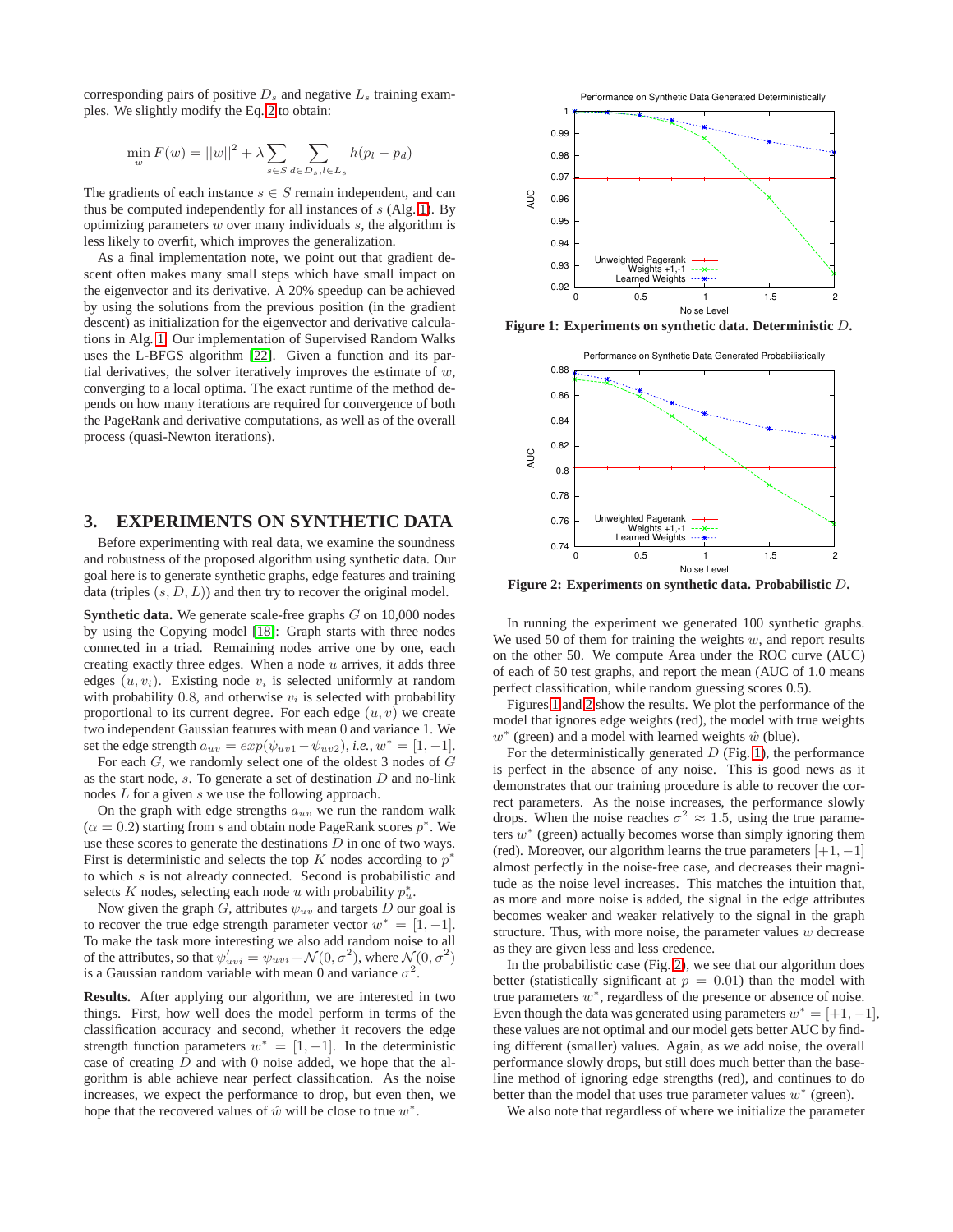corresponding pairs of positive $D_s$ and negative $L_s$ training examples. We slightly modify the Eq. 2 to obtain:

$$\min_w F(w) = ||w||^2 + \lambda \sum_{s \in S} \sum_{d \in D_s, l \in L_s} h(p_l - p_d)$$

The gradients of each instance $s \in S$ remain independent, and can thus be computed independently for all instances of $s$ (Alg. 1). By optimizing parameters $w$ over many individuals $s$, the algorithm is less likely to overfit, which improves the generalization.

As a final implementation note, we point out that gradient descent often makes many small steps which have small impact on the eigenvector and its derivative. A 20% speedup can be achieved by using the solutions from the previous position (in the gradient descent) as initialization for the eigenvector and derivative calculations in Alg. 1. Our implementation of Supervised Random Walks uses the L-BFGS algorithm [22]. Given a function and its partial derivatives, the solver iteratively improves the estimate of $w$, converging to a local optima. The exact runtime of the method depends on how many iterations are required for convergence of both the PageRank and derivative computations, as well as of the overall process (quasi-Newton iterations).

## 3. EXPERIMENTS ON SYNTHETIC DATA

Before experimenting with real data, we examine the soundness and robustness of the proposed algorithm using synthetic data. Our goal here is to generate synthetic graphs, edge features and training data (triples $(s, D, L)$) and then try to recover the original model.

**Synthetic data.** We generate scale-free graphs $G$ on 10,000 nodes by using the Copying model [18]: Graph starts with three nodes connected in a triad. Remaining nodes arrive one by one, each creating exactly three edges. When a node $u$ arrives, it adds three edges $(u, v_i)$. Existing node $v_i$ is selected uniformly at random with probability 0.8, and otherwise $v_i$ is selected with probability proportional to its current degree. For each edge $(u, v)$ we create two independent Gaussian features with mean 0 and variance 1. We set the edge strength $a_{uv} = exp(\psi_{uv1} - \psi_{uv2})$, *i.e.*, $w^* = [1, -1]$.

For each $G$, we randomly select one of the oldest 3 nodes of $G$ as the start node, $s$. To generate a set of destination $D$ and no-link nodes $L$ for a given $s$ we use the following approach.

On the graph with edge strengths $a_{uv}$ we run the random walk ($\alpha = 0.2$) starting from $s$ and obtain node PageRank scores $p^*$. We use these scores to generate the destinations $D$ in one of two ways. First is deterministic and selects the top $K$ nodes according to $p^*$ to which $s$ is not already connected. Second is probabilistic and selects $K$ nodes, selecting each node $u$ with probability $p^*_u$.

Now given the graph $G$, attributes $\psi_{uv}$ and targets $D$ our goal is to recover the true edge strength parameter vector $w^* = [1, -1]$. To make the task more interesting we also add random noise to all of the attributes, so that $\psi'_{uvi} = \psi_{uvi} + \mathcal{N}(0, \sigma^2)$, where $\mathcal{N}(0, \sigma^2)$ is a Gaussian random variable with mean 0 and variance $\sigma^2$.

**Results.** After applying our algorithm, we are interested in two things. First, how well does the model perform in terms of the classification accuracy and second, whether it recovers the edge strength function parameters $w^* = [1, -1]$. In the deterministic case of creating $D$ and with 0 noise added, we hope that the algorithm is able achieve near perfect classification. As the noise increases, we expect the performance to drop, but even then, we hope that the recovered values of $\hat{w}$ will be close to true $w^*$.

**Figure 1: Experiments on synthetic data. Deterministic $D$.**

**Figure 2: Experiments on synthetic data. Probabilistic $D$.**

In running the experiment we generated 100 synthetic graphs. We used 50 of them for training the weights $w$, and report results on the other 50. We compute Area under the ROC curve (AUC) of each of 50 test graphs, and report the mean (AUC of 1.0 means perfect classification, while random guessing scores 0.5).

Figures 1 and 2 show the results. We plot the performance of the model that ignores edge weights (red), the model with true weights $w^*$ (green) and a model with learned weights $\hat{w}$ (blue).

For the deterministically generated $D$ (Fig. 1), the performance is perfect in the absence of any noise. This is good news as it demonstrates that our training procedure is able to recover the correct parameters. As the noise increases, the performance slowly drops. When the noise reaches $\sigma^2 \approx 1.5$, using the true parameters $w^*$ (green) actually becomes worse than simply ignoring them (red). Moreover, our algorithm learns the true parameters $[+1, -1]$ almost perfectly in the noise-free case, and decreases their magnitude as the noise level increases. This matches the intuition that, as more and more noise is added, the signal in the edge attributes becomes weaker and weaker relatively to the signal in the graph structure. Thus, with more noise, the parameter values $w$ decrease as they are given less and less credence.

In the probabilistic case (Fig. 2), we see that our algorithm does better (statistically significant at $p = 0.01$) than the model with true parameters $w^*$, regardless of the presence or absence of noise. Even though the data was generated using parameters $w^* = [+1, -1]$, these values are not optimal and our model gets better AUC by finding different (smaller) values. Again, as we add noise, the overall performance slowly drops, but still does much better than the baseline method of ignoring edge strengths (red), and continues to do better than the model that uses true parameter values $w^*$ (green).

We also note that regardless of where we initialize the parameter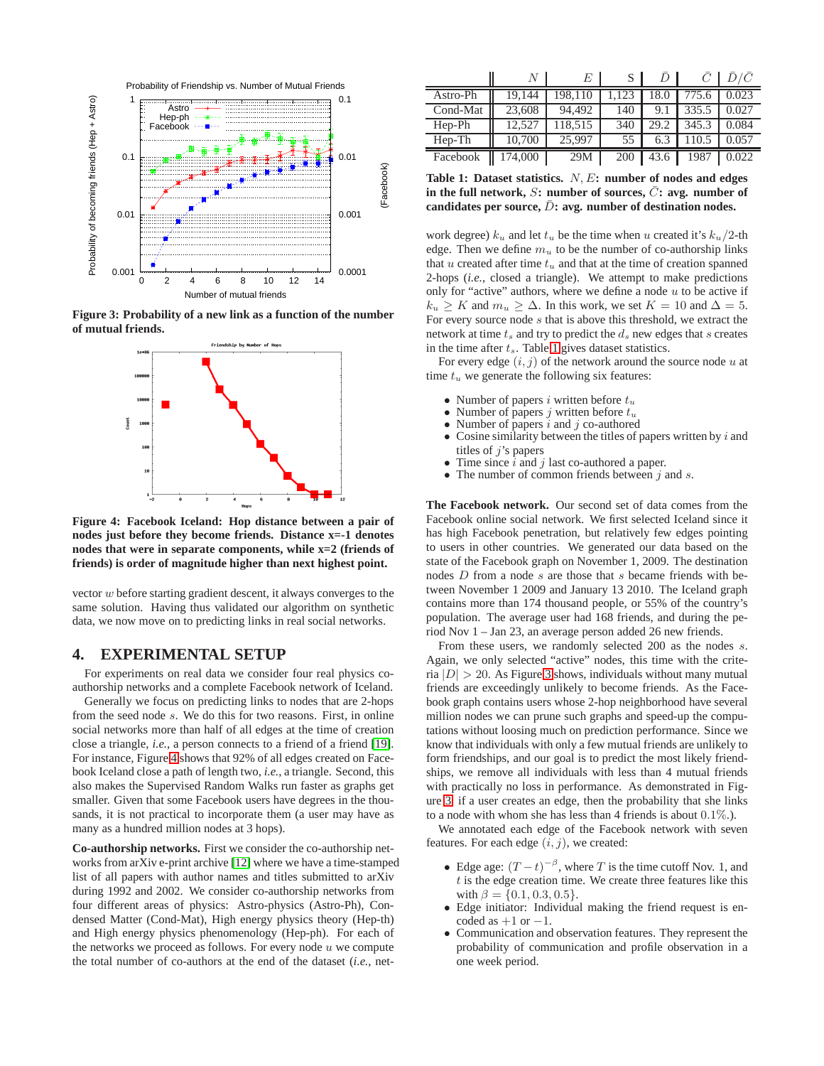Figure 3: Probability of a new link as a function of the number of mutual friends.

Figure 4: Facebook Iceland: Hop distance between a pair of nodes just before they become friends. Distance x=-1 denotes nodes that were in separate components, while x=2 (friends of friends) is order of magnitude higher than next highest point.

vector $w$ before starting gradient descent, it always converges to the same solution. Having thus validated our algorithm on synthetic data, we now move on to predicting links in real social networks.

## 4. EXPERIMENTAL SETUP

For experiments on real data we consider four real physics co-authorship networks and a complete Facebook network of Iceland.

Generally we focus on predicting links to nodes that are 2-hops from the seed node $s$. We do this for two reasons. First, in online social networks more than half of all edges at the time of creation close a triangle, *i.e.*, a person connects to a friend of a friend [19]. For instance, Figure 4 shows that 92% of all edges created on Facebook Iceland close a path of length two, *i.e.*, a triangle. Second, this also makes the Supervised Random Walks run faster as graphs get smaller. Given that some Facebook users have degrees in the thousands, it is not practical to incorporate them (a user may have as many as a hundred million nodes at 3 hops).

**Co-authorship networks.** First we consider the co-authorship networks from arXiv e-print archive [12] where we have a time-stamped list of all papers with author names and titles submitted to arXiv during 1992 and 2002. We consider co-authorship networks from four different areas of physics: Astro-physics (Astro-Ph), Condensed Matter (Cond-Mat), High energy physics theory (Hep-th) and High energy physics phenomenology (Hep-ph). For each of the networks we proceed as follows. For every node $u$ we compute the total number of co-authors at the end of the dataset (*i.e.*, network degree) $k_u$ and let $t_u$ be the time when $u$ created it's $k_u/2$-th edge. Then we define $m_u$ to be the number of co-authorship links that $u$ created after time $t_u$ and that at the time of creation spanned 2-hops (*i.e.*, closed a triangle). We attempt to make predictions only for "active" authors, where we define a node $u$ to be active if $k_u \geq K$ and $m_u \geq \Delta$. In this work, we set $K = 10$ and $\Delta = 5$. For every source node $s$ that is above this threshold, we extract the network at time $t_s$ and try to predict the $d_s$ new edges that $s$ creates in the time after $t_s$. Table 1 gives dataset statistics.

|  | $N$ | $E$ | S | $\bar{D}$ | $\bar{C}$ | $\bar{D}/\bar{C}$ |
|---|---|---|---|---|---|---|
| Astro-Ph | 19,144 | 198,110 | 1,123 | 18.0 | 775.6 | 0.023 |
| Cond-Mat | 23,608 | 94,492 | 140 | 9.1 | 335.5 | 0.027 |
| Hep-Ph | 12,527 | 118,515 | 340 | 29.2 | 345.3 | 0.084 |
| Hep-Th | 10,700 | 25,997 | 55 | 6.3 | 110.5 | 0.057 |
| Facebook | 174,000 | 29M | 200 | 43.6 | 1987 | 0.022 |

**Table 1: Dataset statistics. $N, E$: number of nodes and edges in the full network, $S$: number of sources, $\bar{C}$: avg. number of candidates per source, $\bar{D}$: avg. number of destination nodes.**

For every edge $(i, j)$ of the network around the source node $u$ at time $t_u$ we generate the following six features:

- Number of papers $i$ written before $t_u$
- Number of papers $j$ written before $t_u$
- Number of papers $i$ and $j$ co-authored
- Cosine similarity between the titles of papers written by $i$ and titles of $j$'s papers
- Time since $i$ and $j$ last co-authored a paper.
- The number of common friends between $j$ and $s$.

**The Facebook network.** Our second set of data comes from the Facebook online social network. We first selected Iceland since it has high Facebook penetration, but relatively few edges pointing to users in other countries. We generated our data based on the state of the Facebook graph on November 1, 2009. The destination nodes $D$ from a node $s$ are those that $s$ became friends with between November 1 2009 and January 13 2010. The Iceland graph contains more than 174 thousand people, or 55% of the country's population. The average user had 168 friends, and during the period Nov 1 – Jan 23, an average person added 26 new friends.

From these users, we randomly selected 200 as the nodes $s$. Again, we only selected "active" nodes, this time with the criteria $|D| > 20$. As Figure 3 shows, individuals without many mutual friends are exceedingly unlikely to become friends. As the Facebook graph contains users whose 2-hop neighborhood have several million nodes we can prune such graphs and speed-up the computations without loosing much on prediction performance. Since we know that individuals with only a few mutual friends are unlikely to form friendships, and our goal is to predict the most likely friendships, we remove all individuals with less than 4 mutual friends with practically no loss in performance. As demonstrated in Figure 3, if a user creates an edge, then the probability that she links to a node with whom she has less than 4 friends is about $0.1\%$.).

We annotated each edge of the Facebook network with seven features. For each edge $(i, j)$, we created:

- Edge age: $(T - t)^{-\beta}$, where $T$ is the time cutoff Nov. 1, and $t$ is the edge creation time. We create three features like this with $\beta = \{0.1, 0.3, 0.5\}$.
- Edge initiator: Individual making the friend request is encoded as $+1$ or $-1$.
- Communication and observation features. They represent the probability of communication and profile observation in a one week period.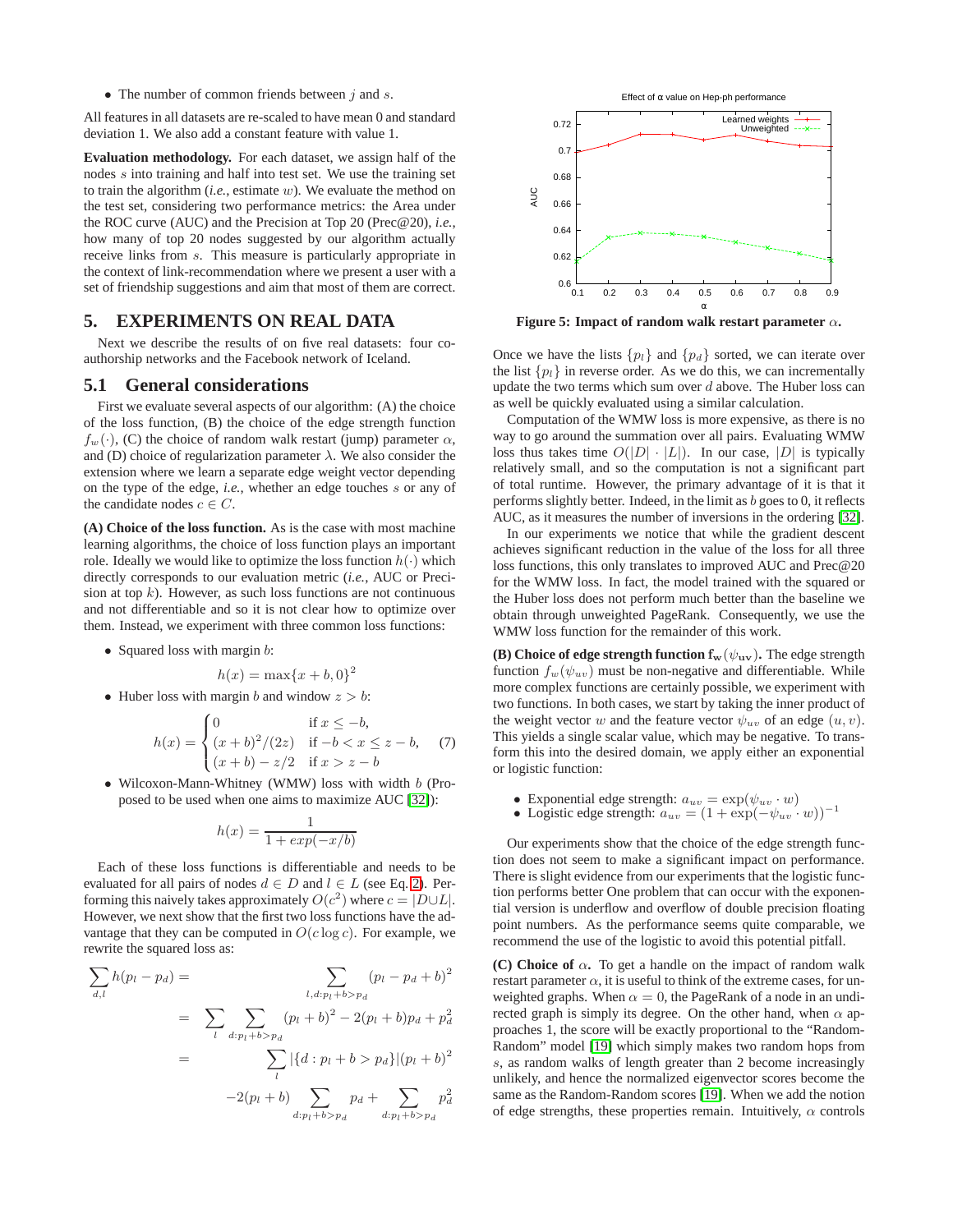- The number of common friends between $j$ and $s$.

All features in all datasets are re-scaled to have mean 0 and standard deviation 1. We also add a constant feature with value 1.

**Evaluation methodology.** For each dataset, we assign half of the nodes $s$ into training and half into test set. We use the training set to train the algorithm (*i.e.*, estimate $w$). We evaluate the method on the test set, considering two performance metrics: the Area under the ROC curve (AUC) and the Precision at Top 20 (Prec@20), *i.e.*, how many of top 20 nodes suggested by our algorithm actually receive links from $s$. This measure is particularly appropriate in the context of link-recommendation where we present a user with a set of friendship suggestions and aim that most of them are correct.

## 5. EXPERIMENTS ON REAL DATA

Next we describe the results of on five real datasets: four co-authorship networks and the Facebook network of Iceland.

### 5.1 General considerations

First we evaluate several aspects of our algorithm: (A) the choice of the loss function, (B) the choice of the edge strength function $f_w(\cdot)$, (C) the choice of random walk restart (jump) parameter $\alpha$, and (D) choice of regularization parameter $\lambda$. We also consider the extension where we learn a separate edge weight vector depending on the type of the edge, *i.e.*, whether an edge touches $s$ or any of the candidate nodes $c \in C$.

**(A) Choice of the loss function.** As is the case with most machine learning algorithms, the choice of loss function plays an important role. Ideally we would like to optimize the loss function $h(\cdot)$ which directly corresponds to our evaluation metric (*i.e.*, AUC or Precision at top $k$). However, as such loss functions are not continuous and not differentiable and so it is not clear how to optimize over them. Instead, we experiment with three common loss functions:

- Squared loss with margin $b$:

$$h(x) = \max\{x + b, 0\}^2$$

- Huber loss with margin $b$ and window $z > b$:

$$h(x) = \begin{cases} 0 & \text{if } x \le -b, \\ (x+b)^2/(2z) & \text{if } -b < x \le z - b, \\ (x+b) - z/2 & \text{if } x > z - b \end{cases} \quad (7)$$

- Wilcoxon-Mann-Whitney (WMW) loss with width $b$ (Proposed to be used when one aims to maximize AUC [32]):

$$h(x) = \frac{1}{1 + exp(-x/b)}$$

Each of these loss functions is differentiable and needs to be evaluated for all pairs of nodes $d \in D$ and $l \in L$ (see Eq. 2). Performing this naively takes approximately $O(c^2)$ where $c = |D \cup L|$. However, we next show that the first two loss functions have the advantage that they can be computed in $O(c \log c)$. For example, we rewrite the squared loss as:

$$\begin{aligned} \sum_{d,l} h(p_l - p_d) &= \sum_{l,d:p_l+b>p_d} (p_l - p_d + b)^2 \\ &= \sum_{l} \sum_{d:p_l+b>p_d} (p_l + b)^2 - 2(p_l + b)p_d + p_d^2 \\ &= \sum_{l} |\{d : p_l + b > p_d\}|(p_l + b)^2 \\ &\quad -2(p_l + b) \sum_{d:p_l+b>p_d} p_d + \sum_{d:p_l+b>p_d} p_d^2 \end{aligned}$$

Effect of α value on Hep-ph performance

| α | 0.1 | 0.2 | 0.3 | 0.4 | 0.5 | 0.6 | 0.7 | 0.8 | 0.9 |
|---|---|---|---|---|---|---|---|---|---|
| Learned weights (AUC) | 0.700 | 0.705 | 0.713 | 0.713 | 0.709 | 0.713 | 0.708 | 0.705 | 0.704 |
| Unweighted (AUC) | 0.617 | 0.634 | 0.638 | 0.637 | 0.635 | 0.631 | 0.627 | 0.623 | 0.617 |

**Figure 5: Impact of random walk restart parameter $\alpha$.**

Once we have the lists $\{p_l\}$ and $\{p_d\}$ sorted, we can iterate over the list $\{p_l\}$ in reverse order. As we do this, we can incrementally update the two terms which sum over $d$ above. The Huber loss can as well be quickly evaluated using a similar calculation.

Computation of the WMW loss is more expensive, as there is no way to go around the summation over all pairs. Evaluating WMW loss thus takes time $O(|D| \cdot |L|)$. In our case, $|D|$ is typically relatively small, and so the computation is not a significant part of total runtime. However, the primary advantage of it is that it performs slightly better. Indeed, in the limit as $b$ goes to 0, it reflects AUC, as it measures the number of inversions in the ordering [32].

In our experiments we notice that while the gradient descent achieves significant reduction in the value of the loss for all three loss functions, this only translates to improved AUC and Prec@20 for the WMW loss. In fact, the model trained with the squared or the Huber loss does not perform much better than the baseline we obtain through unweighted PageRank. Consequently, we use the WMW loss function for the remainder of this work.

**(B) Choice of edge strength function $\mathbf{f_w(\psi_{uv})}$.** The edge strength function $f_w(\psi_{uv})$ must be non-negative and differentiable. While more complex functions are certainly possible, we experiment with two functions. In both cases, we start by taking the inner product of the weight vector $w$ and the feature vector $\psi_{uv}$ of an edge $(u, v)$. This yields a single scalar value, which may be negative. To transform this into the desired domain, we apply either an exponential or logistic function:

- Exponential edge strength: $a_{uv} = \exp(\psi_{uv} \cdot w)$
- Logistic edge strength: $a_{uv} = (1 + \exp(-\psi_{uv} \cdot w))^{-1}$

Our experiments show that the choice of the edge strength function does not seem to make a significant impact on performance. There is slight evidence from our experiments that the logistic function performs better One problem that can occur with the exponential version is underflow and overflow of double precision floating point numbers. As the performance seems quite comparable, we recommend the use of the logistic to avoid this potential pitfall.

**(C) Choice of $\alpha$.** To get a handle on the impact of random walk restart parameter $\alpha$, it is useful to think of the extreme cases, for unweighted graphs. When $\alpha = 0$, the PageRank of a node in an undirected graph is simply its degree. On the other hand, when $\alpha$ approaches 1, the score will be exactly proportional to the "Random-Random" model [19] which simply makes two random hops from $s$, as random walks of length greater than 2 become increasingly unlikely, and hence the normalized eigenvector scores become the same as the Random-Random scores [19]. When we add the notion of edge strengths, these properties remain. Intuitively, $\alpha$ controls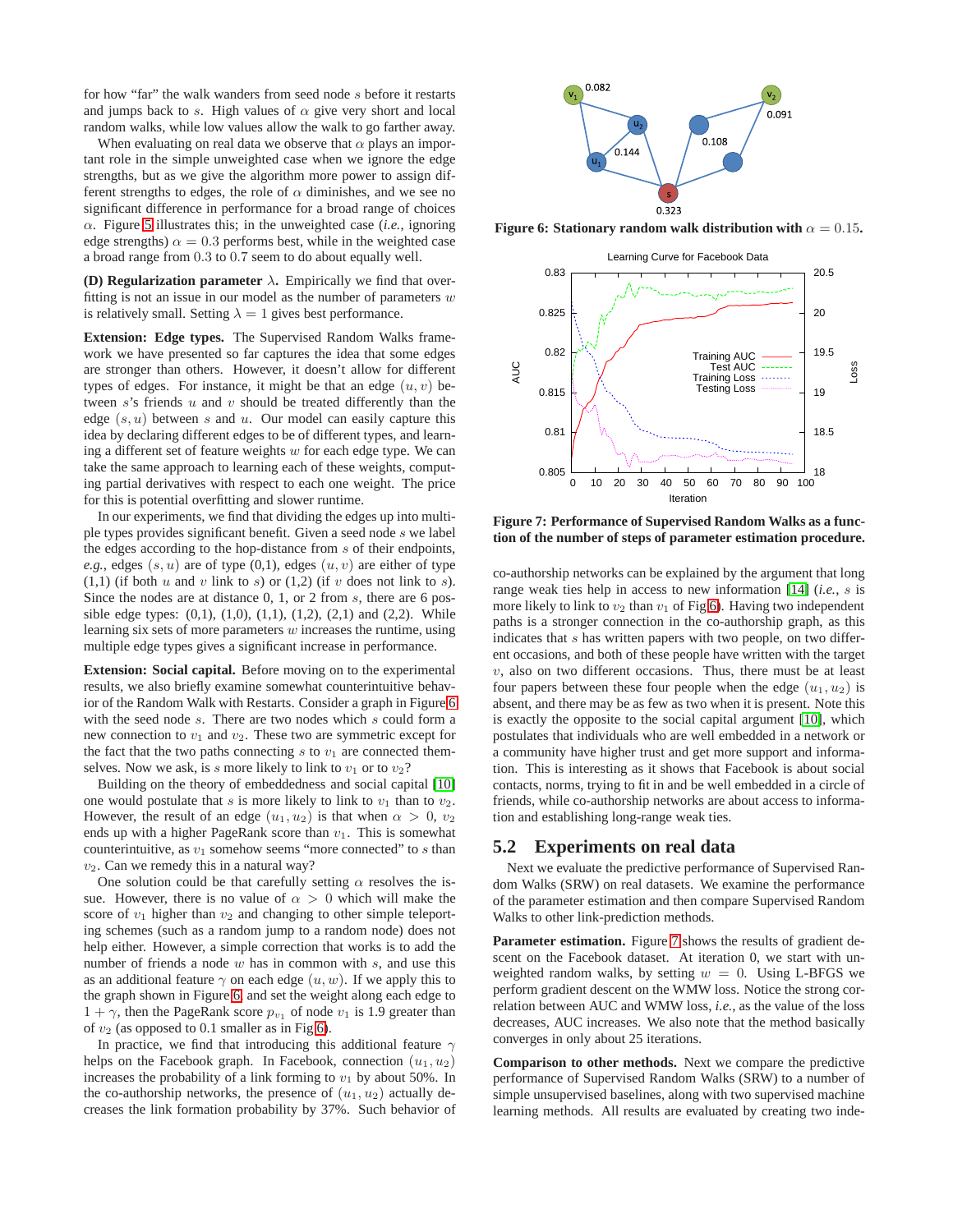for how "far" the walk wanders from seed node $s$ before it restarts and jumps back to $s$. High values of $\alpha$ give very short and local random walks, while low values allow the walk to go farther away.

When evaluating on real data we observe that $\alpha$ plays an important role in the simple unweighted case when we ignore the edge strengths, but as we give the algorithm more power to assign different strengths to edges, the role of $\alpha$ diminishes, and we see no significant difference in performance for a broad range of choices $\alpha$. Figure 5 illustrates this; in the unweighted case (*i.e.*, ignoring edge strengths) $\alpha = 0.3$ performs best, while in the weighted case a broad range from 0.3 to 0.7 seem to do about equally well.

**(D) Regularization parameter $\lambda$.** Empirically we find that overfitting is not an issue in our model as the number of parameters $w$ is relatively small. Setting $\lambda = 1$ gives best performance.

**Extension: Edge types.** The Supervised Random Walks framework we have presented so far captures the idea that some edges are stronger than others. However, it doesn't allow for different types of edges. For instance, it might be that an edge $(u, v)$ between $s$'s friends $u$ and $v$ should be treated differently than the edge $(s, u)$ between $s$ and $u$. Our model can easily capture this idea by declaring different edges to be of different types, and learning a different set of feature weights $w$ for each edge type. We can take the same approach to learning each of these weights, computing partial derivatives with respect to each one weight. The price for this is potential overfitting and slower runtime.

In our experiments, we find that dividing the edges up into multiple types provides significant benefit. Given a seed node $s$ we label the edges according to the hop-distance from $s$ of their endpoints, *e.g.*, edges $(s, u)$ are of type (0,1), edges $(u, v)$ are either of type (1,1) (if both $u$ and $v$ link to $s$) or (1,2) (if $v$ does not link to $s$). Since the nodes are at distance 0, 1, or 2 from $s$, there are 6 possible edge types: (0,1), (1,0), (1,1), (1,2), (2,1) and (2,2). While learning six sets of more parameters $w$ increases the runtime, using multiple edge types gives a significant increase in performance.

**Extension: Social capital.** Before moving on to the experimental results, we also briefly examine somewhat counterintuitive behavior of the Random Walk with Restarts. Consider a graph in Figure 6 with the seed node $s$. There are two nodes which $s$ could form a new connection to $v_1$ and $v_2$. These two are symmetric except for the fact that the two paths connecting $s$ to $v_1$ are connected themselves. Now we ask, is $s$ more likely to link to $v_1$ or to $v_2$?

Building on the theory of embeddedness and social capital [10] one would postulate that $s$ is more likely to link to $v_1$ than to $v_2$. However, the result of an edge $(u_1, u_2)$ is that when $\alpha > 0$, $v_2$ ends up with a higher PageRank score than $v_1$. This is somewhat counterintuitive, as $v_1$ somehow seems "more connected" to $s$ than $v_2$. Can we remedy this in a natural way?

One solution could be that carefully setting $\alpha$ resolves the issue. However, there is no value of $\alpha > 0$ which will make the score of $v_1$ higher than $v_2$ and changing to other simple teleporting schemes (such as a random jump to a random node) does not help either. However, a simple correction that works is to add the number of friends a node $w$ has in common with $s$, and use this as an additional feature $\gamma$ on each edge $(u, w)$. If we apply this to the graph shown in Figure 6, and set the weight along each edge to $1 + \gamma$, then the PageRank score $p_{v_1}$ of node $v_1$ is 1.9 greater than of $v_2$ (as opposed to 0.1 smaller as in Fig 6).

In practice, we find that introducing this additional feature $\gamma$ helps on the Facebook graph. In Facebook, connection $(u_1, u_2)$ increases the probability of a link forming to $v_1$ by about 50%. In the co-authorship networks, the presence of $(u_1, u_2)$ actually decreases the link formation probability by 37%. Such behavior of co-authorship networks can be explained by the argument that long range weak ties help in access to new information [14] (*i.e.*, $s$ is more likely to link to $v_2$ than $v_1$ of Fig 6). Having two independent paths is a stronger connection in the co-authorship graph, as this indicates that $s$ has written papers with two people, on two different occasions, and both of these people have written with the target $v$, also on two different occasions. Thus, there must be at least four papers between these four people when the edge $(u_1, u_2)$ is absent, and there may be as few as two when it is present. Note this is exactly the opposite to the social capital argument [10], which postulates that individuals who are well embedded in a network or a community have higher trust and get more support and information. This is interesting as it shows that Facebook is about social contacts, norms, trying to fit in and be well embedded in a circle of friends, while co-authorship networks are about access to information and establishing long-range weak ties.

**Figure 6: Stationary random walk distribution with $\alpha = 0.15$.**

**Figure 7: Performance of Supervised Random Walks as a function of the number of steps of parameter estimation procedure.**

## 5.2 Experiments on real data

Next we evaluate the predictive performance of Supervised Random Walks (SRW) on real datasets. We examine the performance of the parameter estimation and then compare Supervised Random Walks to other link-prediction methods.

**Parameter estimation.** Figure 7 shows the results of gradient descent on the Facebook dataset. At iteration 0, we start with unweighted random walks, by setting $w = 0$. Using L-BFGS we perform gradient descent on the WMW loss. Notice the strong correlation between AUC and WMW loss, *i.e.*, as the value of the loss decreases, AUC increases. We also note that the method basically converges in only about 25 iterations.

**Comparison to other methods.** Next we compare the predictive performance of Supervised Random Walks (SRW) to a number of simple unsupervised baselines, along with two supervised machine learning methods. All results are evaluated by creating two inde-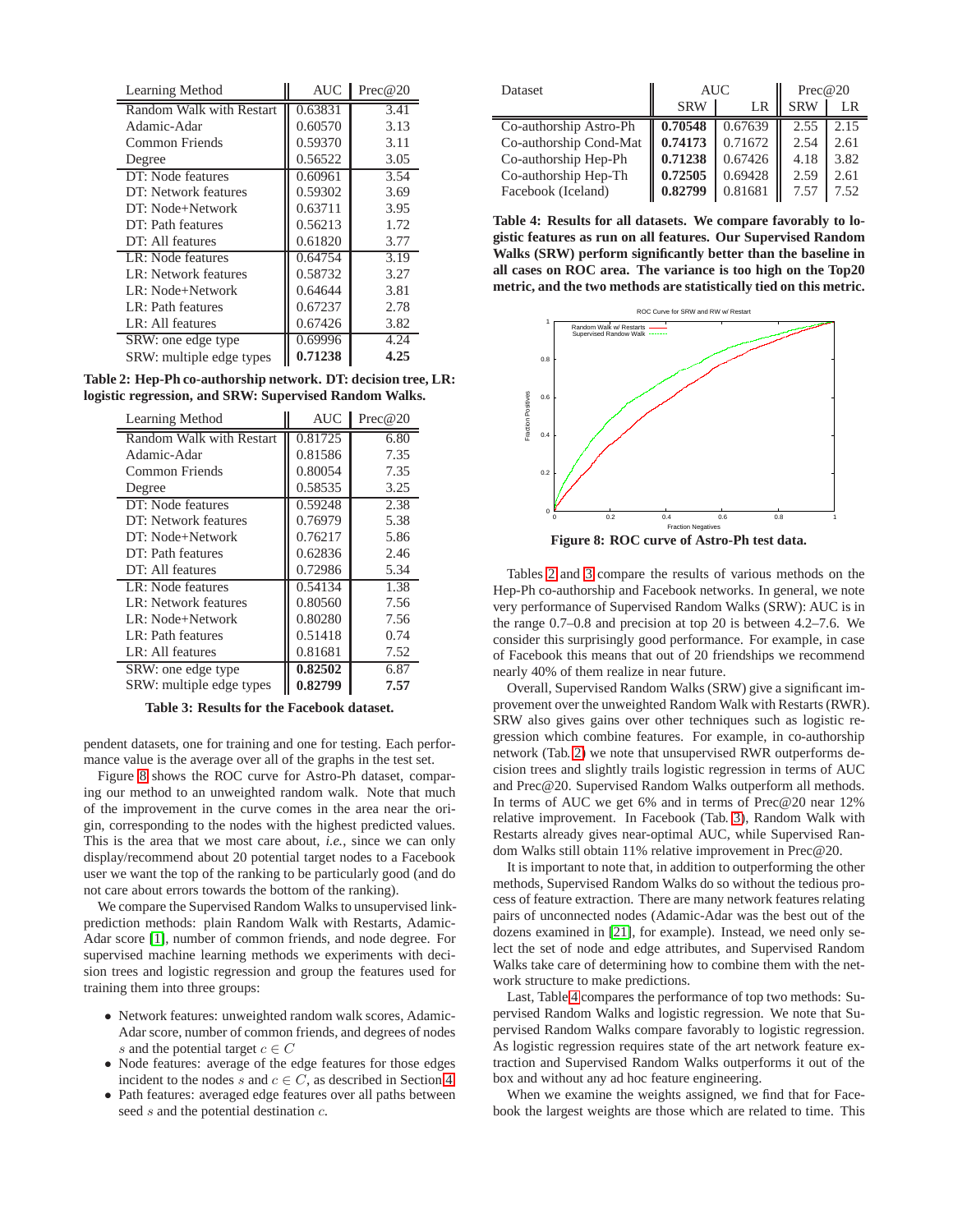| Learning Method | AUC | Prec@20 |
|---|---|---|
| Random Walk with Restart | 0.63831 | 3.41 |
| Adamic-Adar | 0.60570 | 3.13 |
| Common Friends | 0.59370 | 3.11 |
| Degree | 0.56522 | 3.05 |
| DT: Node features | 0.60961 | 3.54 |
| DT: Network features | 0.59302 | 3.69 |
| DT: Node+Network | 0.63711 | 3.95 |
| DT: Path features | 0.56213 | 1.72 |
| DT: All features | 0.61820 | 3.77 |
| LR: Node features | 0.64754 | 3.19 |
| LR: Network features | 0.58732 | 3.27 |
| LR: Node+Network | 0.64644 | 3.81 |
| LR: Path features | 0.67237 | 2.78 |
| LR: All features | 0.67426 | 3.82 |
| SRW: one edge type | 0.69996 | 4.24 |
| SRW: multiple edge types | **0.71238** | **4.25** |

**Table 2: Hep-Ph co-authorship network. DT: decision tree, LR: logistic regression, and SRW: Supervised Random Walks.**

| Learning Method | AUC | Prec@20 |
|---|---|---|
| Random Walk with Restart | 0.81725 | 6.80 |
| Adamic-Adar | 0.81586 | 7.35 |
| Common Friends | 0.80054 | 7.35 |
| Degree | 0.58535 | 3.25 |
| DT: Node features | 0.59248 | 2.38 |
| DT: Network features | 0.76979 | 5.38 |
| DT: Node+Network | 0.76217 | 5.86 |
| DT: Path features | 0.62836 | 2.46 |
| DT: All features | 0.72986 | 5.34 |
| LR: Node features | 0.54134 | 1.38 |
| LR: Network features | 0.80560 | 7.56 |
| LR: Node+Network | 0.80280 | 7.56 |
| LR: Path features | 0.51418 | 0.74 |
| LR: All features | 0.81681 | 7.52 |
| SRW: one edge type | **0.82502** | 6.87 |
| SRW: multiple edge types | **0.82799** | **7.57** |

**Table 3: Results for the Facebook dataset.**

pendent datasets, one for training and one for testing. Each performance value is the average over all of the graphs in the test set.

Figure 8 shows the ROC curve for Astro-Ph dataset, comparing our method to an unweighted random walk. Note that much of the improvement in the curve comes in the area near the origin, corresponding to the nodes with the highest predicted values. This is the area that we most care about, *i.e.*, since we can only display/recommend about 20 potential target nodes to a Facebook user we want the top of the ranking to be particularly good (and do not care about errors towards the bottom of the ranking).

We compare the Supervised Random Walks to unsupervised link-prediction methods: plain Random Walk with Restarts, Adamic-Adar score [1], number of common friends, and node degree. For supervised machine learning methods we experiments with decision trees and logistic regression and group the features used for training them into three groups:

- Network features: unweighted random walk scores, Adamic-Adar score, number of common friends, and degrees of nodes $s$ and the potential target $c \in C$
- Node features: average of the edge features for those edges incident to the nodes $s$ and $c \in C$, as described in Section 4
- Path features: averaged edge features over all paths between seed $s$ and the potential destination $c$.

| Dataset | AUC | | Prec@20 | |
|---|---|---|---|---|
| | SRW | LR | SRW | LR |
| Co-authorship Astro-Ph | **0.70548** | 0.67639 | 2.55 | 2.15 |
| Co-authorship Cond-Mat | **0.74173** | 0.71672 | 2.54 | 2.61 |
| Co-authorship Hep-Ph | **0.71238** | 0.67426 | 4.18 | 3.82 |
| Co-authorship Hep-Th | **0.72505** | 0.69428 | 2.59 | 2.61 |
| Facebook (Iceland) | **0.82799** | 0.81681 | 7.57 | 7.52 |

**Table 4: Results for all datasets. We compare favorably to logistic features as run on all features. Our Supervised Random Walks (SRW) perform significantly better than the baseline in all cases on ROC area. The variance is too high on the Top20 metric, and the two methods are statistically tied on this metric.**

**Figure 8: ROC curve of Astro-Ph test data.**

Tables 2 and 3 compare the results of various methods on the Hep-Ph co-authorship and Facebook networks. In general, we note very performance of Supervised Random Walks (SRW): AUC is in the range 0.7–0.8 and precision at top 20 is between 4.2–7.6. We consider this surprisingly good performance. For example, in case of Facebook this means that out of 20 friendships we recommend nearly 40% of them realize in near future.

Overall, Supervised Random Walks (SRW) give a significant improvement over the unweighted Random Walk with Restarts (RWR). SRW also gives gains over other techniques such as logistic regression which combine features. For example, in co-authorship network (Tab. 2) we note that unsupervised RWR outperforms decision trees and slightly trails logistic regression in terms of AUC and Prec@20. Supervised Random Walks outperform all methods. In terms of AUC we get 6% and in terms of Prec@20 near 12% relative improvement. In Facebook (Tab. 3), Random Walk with Restarts already gives near-optimal AUC, while Supervised Random Walks still obtain 11% relative improvement in Prec@20.

It is important to note that, in addition to outperforming the other methods, Supervised Random Walks do so without the tedious process of feature extraction. There are many network features relating pairs of unconnected nodes (Adamic-Adar was the best out of the dozens examined in [21], for example). Instead, we need only select the set of node and edge attributes, and Supervised Random Walks take care of determining how to combine them with the network structure to make predictions.

Last, Table 4 compares the performance of top two methods: Supervised Random Walks and logistic regression. We note that Supervised Random Walks compare favorably to logistic regression. As logistic regression requires state of the art network feature extraction and Supervised Random Walks outperforms it out of the box and without any ad hoc feature engineering.

When we examine the weights assigned, we find that for Facebook the largest weights are those which are related to time. This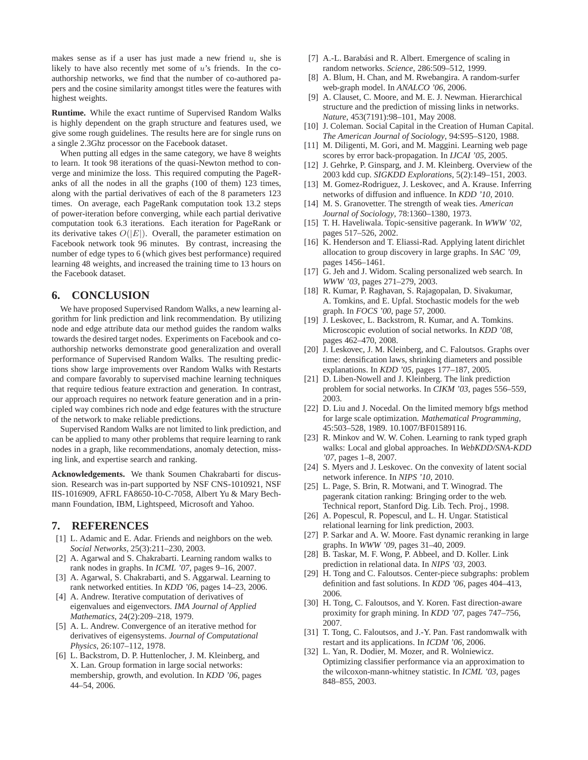makes sense as if a user has just made a new friend $u$, she is likely to have also recently met some of $u$'s friends. In the co-authorship networks, we find that the number of co-authored papers and the cosine similarity amongst titles were the features with highest weights.

**Runtime.** While the exact runtime of Supervised Random Walks is highly dependent on the graph structure and features used, we give some rough guidelines. The results here are for single runs on a single 2.3Ghz processor on the Facebook dataset.

When putting all edges in the same category, we have 8 weights to learn. It took 98 iterations of the quasi-Newton method to converge and minimize the loss. This required computing the PageRanks of all the nodes in all the graphs (100 of them) 123 times, along with the partial derivatives of each of the 8 parameters 123 times. On average, each PageRank computation took 13.2 steps of power-iteration before converging, while each partial derivative computation took 6.3 iterations. Each iteration for PageRank or its derivative takes $O(|E|)$. Overall, the parameter estimation on Facebook network took 96 minutes. By contrast, increasing the number of edge types to 6 (which gives best performance) required learning 48 weights, and increased the training time to 13 hours on the Facebook dataset.

## 6. CONCLUSION

We have proposed Supervised Random Walks, a new learning algorithm for link prediction and link recommendation. By utilizing node and edge attribute data our method guides the random walks towards the desired target nodes. Experiments on Facebook and co-authorship networks demonstrate good generalization and overall performance of Supervised Random Walks. The resulting predictions show large improvements over Random Walks with Restarts and compare favorably to supervised machine learning techniques that require tedious feature extraction and generation. In contrast, our approach requires no network feature generation and in a principled way combines rich node and edge features with the structure of the network to make reliable predictions.

Supervised Random Walks are not limited to link prediction, and can be applied to many other problems that require learning to rank nodes in a graph, like recommendations, anomaly detection, missing link, and expertise search and ranking.

**Acknowledgements.** We thank Soumen Chakrabarti for discussion. Research was in-part supported by NSF CNS-1010921, NSF IIS-1016909, AFRL FA8650-10-C-7058, Albert Yu & Mary Bechmann Foundation, IBM, Lightspeed, Microsoft and Yahoo.

## 7. REFERENCES

[1] L. Adamic and E. Adar. Friends and neighbors on the web. *Social Networks*, 25(3):211–230, 2003.

[2] A. Agarwal and S. Chakrabarti. Learning random walks to rank nodes in graphs. In *ICML '07*, pages 9–16, 2007.

[3] A. Agarwal, S. Chakrabarti, and S. Aggarwal. Learning to rank networked entities. In *KDD '06*, pages 14–23, 2006.

[4] A. Andrew. Iterative computation of derivatives of eigenvalues and eigenvectors. *IMA Journal of Applied Mathematics*, 24(2):209–218, 1979.

[5] A. L. Andrew. Convergence of an iterative method for derivatives of eigensystems. *Journal of Computational Physics*, 26:107–112, 1978.

[6] L. Backstrom, D. P. Huttenlocher, J. M. Kleinberg, and X. Lan. Group formation in large social networks: membership, growth, and evolution. In *KDD '06*, pages 44–54, 2006.

[7] A.-L. Barabási and R. Albert. Emergence of scaling in random networks. *Science*, 286:509–512, 1999.

[8] A. Blum, H. Chan, and M. Rwebangira. A random-surfer web-graph model. In *ANALCO '06*, 2006.

[9] A. Clauset, C. Moore, and M. E. J. Newman. Hierarchical structure and the prediction of missing links in networks. *Nature*, 453(7191):98–101, May 2008.

[10] J. Coleman. Social Capital in the Creation of Human Capital. *The American Journal of Sociology*, 94:S95–S120, 1988.

[11] M. Diligenti, M. Gori, and M. Maggini. Learning web page scores by error back-propagation. In *IJCAI '05*, 2005.

[12] J. Gehrke, P. Ginsparg, and J. M. Kleinberg. Overview of the 2003 kdd cup. *SIGKDD Explorations*, 5(2):149–151, 2003.

[13] M. Gomez-Rodriguez, J. Leskovec, and A. Krause. Inferring networks of diffusion and influence. In *KDD '10*, 2010.

[14] M. S. Granovetter. The strength of weak ties. *American Journal of Sociology*, 78:1360–1380, 1973.

[15] T. H. Haveliwala. Topic-sensitive pagerank. In *WWW '02*, pages 517–526, 2002.

[16] K. Henderson and T. Eliassi-Rad. Applying latent dirichlet allocation to group discovery in large graphs. In *SAC '09*, pages 1456–1461.

[17] G. Jeh and J. Widom. Scaling personalized web search. In *WWW '03*, pages 271–279, 2003.

[18] R. Kumar, P. Raghavan, S. Rajagopalan, D. Sivakumar, A. Tomkins, and E. Upfal. Stochastic models for the web graph. In *FOCS '00*, page 57, 2000.

[19] J. Leskovec, L. Backstrom, R. Kumar, and A. Tomkins. Microscopic evolution of social networks. In *KDD '08*, pages 462–470, 2008.

[20] J. Leskovec, J. M. Kleinberg, and C. Faloutsos. Graphs over time: densification laws, shrinking diameters and possible explanations. In *KDD '05*, pages 177–187, 2005.

[21] D. Liben-Nowell and J. Kleinberg. The link prediction problem for social networks. In *CIKM '03*, pages 556–559, 2003.

[22] D. Liu and J. Nocedal. On the limited memory bfgs method for large scale optimization. *Mathematical Programming*, 45:503–528, 1989. 10.1007/BF01589116.

[23] R. Minkov and W. W. Cohen. Learning to rank typed graph walks: Local and global approaches. In *WebKDD/SNA-KDD '07*, pages 1–8, 2007.

[24] S. Myers and J. Leskovec. On the convexity of latent social network inference. In *NIPS '10*, 2010.

[25] L. Page, S. Brin, R. Motwani, and T. Winograd. The pagerank citation ranking: Bringing order to the web. Technical report, Stanford Dig. Lib. Tech. Proj., 1998.

[26] A. Popescul, R. Popescul, and L. H. Ungar. Statistical relational learning for link prediction, 2003.

[27] P. Sarkar and A. W. Moore. Fast dynamic reranking in large graphs. In *WWW '09*, pages 31–40, 2009.

[28] B. Taskar, M. F. Wong, P. Abbeel, and D. Koller. Link prediction in relational data. In *NIPS '03*, 2003.

[29] H. Tong and C. Faloutsos. Center-piece subgraphs: problem definition and fast solutions. In *KDD '06*, pages 404–413, 2006.

[30] H. Tong, C. Faloutsos, and Y. Koren. Fast direction-aware proximity for graph mining. In *KDD '07*, pages 747–756, 2007.

[31] T. Tong, C. Faloutsos, and J.-Y. Pan. Fast randomwalk with restart and its applications. In *ICDM '06*, 2006.

[32] L. Yan, R. Dodier, M. Mozer, and R. Wolniewicz. Optimizing classifier performance via an approximation to the wilcoxon-mann-whitney statistic. In *ICML '03*, pages 848–855, 2003.